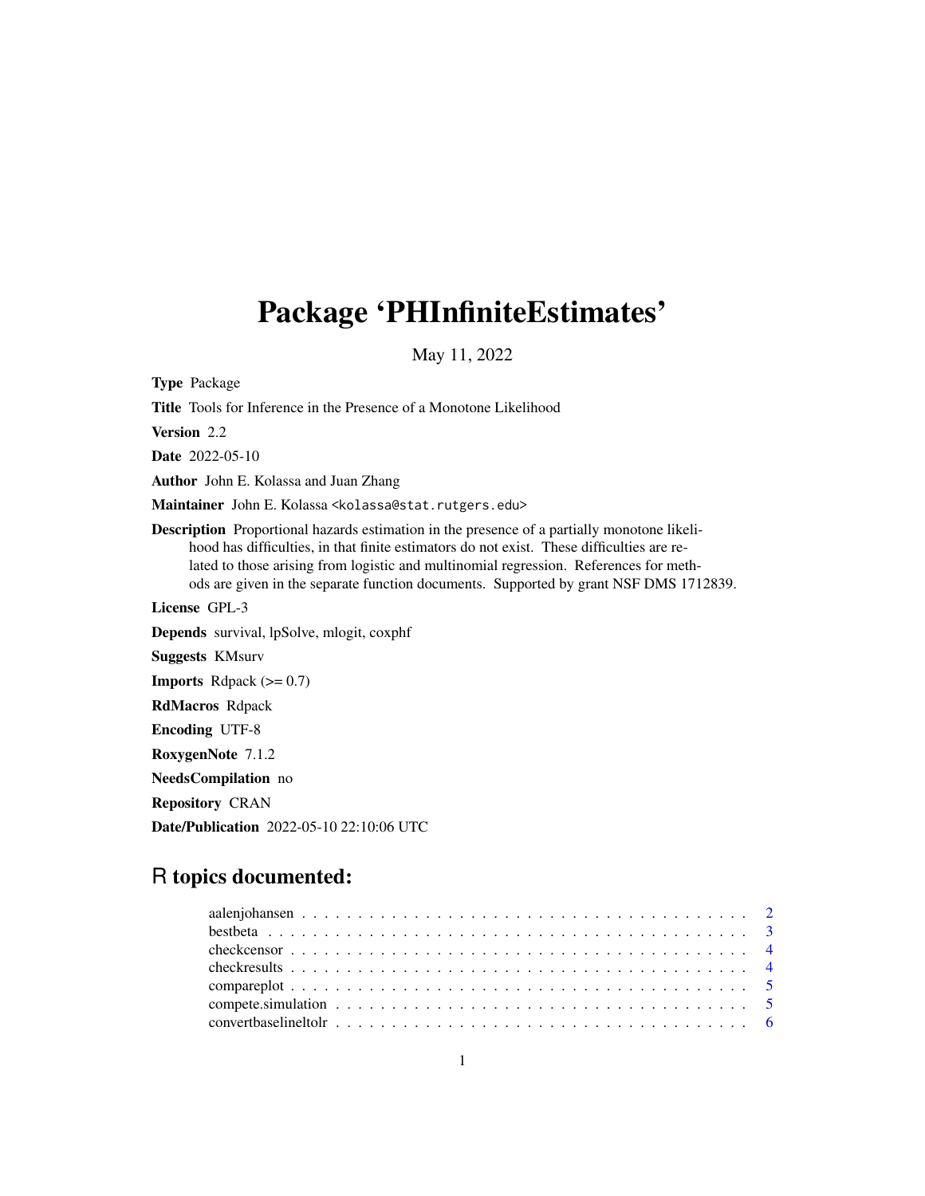# Package 'PHInfiniteEstimates'

May 11, 2022

**Type** Package

**Title** Tools for Inference in the Presence of a Monotone Likelihood

**Version** 2.2

**Date** 2022-05-10

**Author** John E. Kolassa and Juan Zhang

**Maintainer** John E. Kolassa <kolassa@stat.rutgers.edu>

**Description** Proportional hazards estimation in the presence of a partially monotone likelihood has difficulties, in that finite estimators do not exist. These difficulties are related to those arising from logistic and multinomial regression. References for methods are given in the separate function documents. Supported by grant NSF DMS 1712839.

**License** GPL-3

**Depends** survival, lpSolve, mlogit, coxphf

**Suggests** KMsurv

**Imports** Rdpack (>= 0.7)

**RdMacros** Rdpack

**Encoding** UTF-8

**RoxygenNote** 7.1.2

**NeedsCompilation** no

**Repository** CRAN

**Date/Publication** 2022-05-10 22:10:06 UTC

## R topics documented:

- aalenjohansen . . . . . . . . . . . . . . . . . . . . . . . . . . . . . . . . . . . . . . . . 2
- bestbeta . . . . . . . . . . . . . . . . . . . . . . . . . . . . . . . . . . . . . . . . . . 3
- checkcensor . . . . . . . . . . . . . . . . . . . . . . . . . . . . . . . . . . . . . . . . 4
- checkresults . . . . . . . . . . . . . . . . . . . . . . . . . . . . . . . . . . . . . . . . 4
- compareplot . . . . . . . . . . . . . . . . . . . . . . . . . . . . . . . . . . . . . . . . 5
- compete.simulation . . . . . . . . . . . . . . . . . . . . . . . . . . . . . . . . . . . . . 5
- convertbaselineltolr . . . . . . . . . . . . . . . . . . . . . . . . . . . . . . . . . . . . 6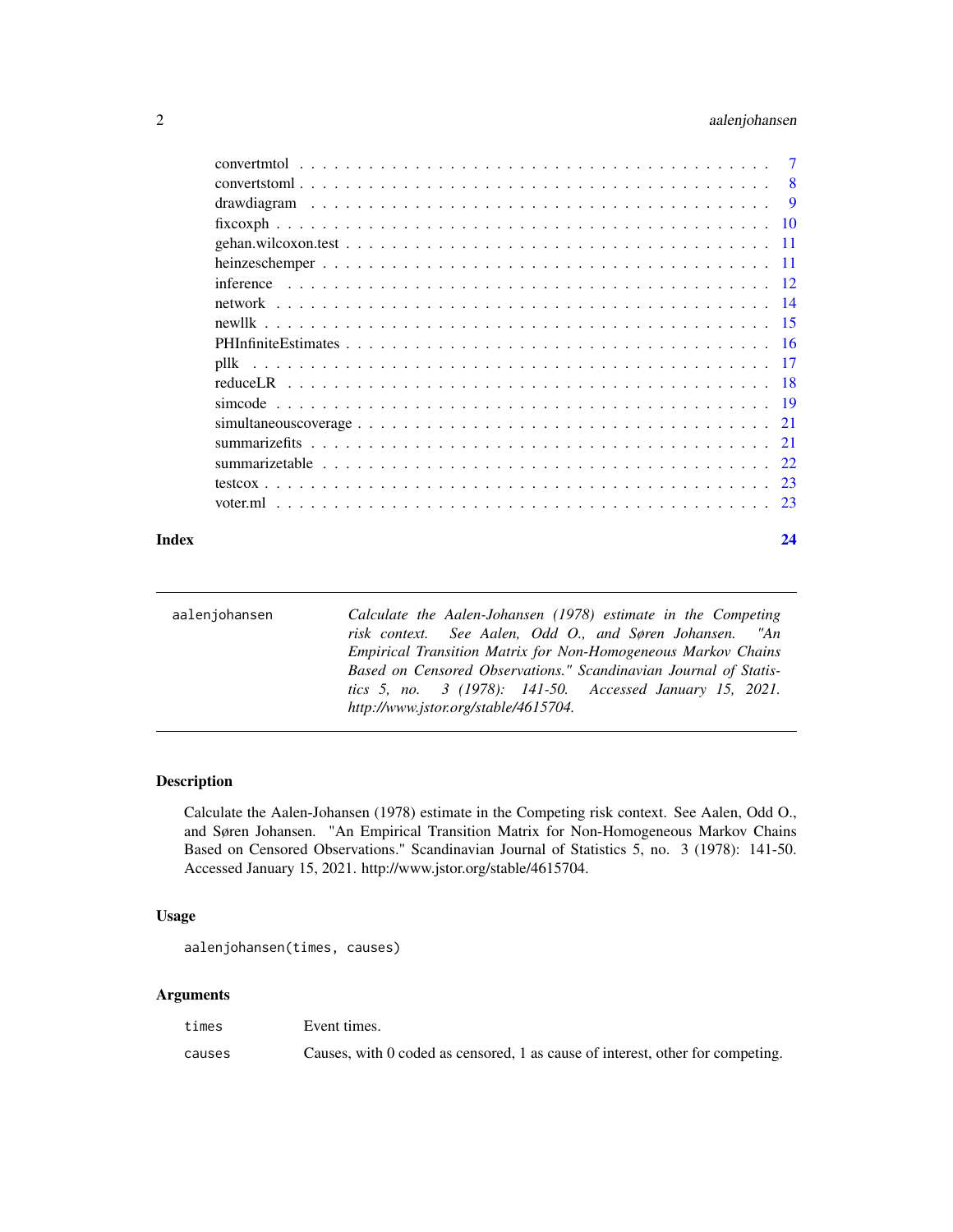| | |
|---|---|
| convertmtol | 7 |
| convertstoml | 8 |
| drawdiagram | 9 |
| fixcoxph | 10 |
| gehan.wilcoxon.test | 11 |
| heinzeschemper | 11 |
| inference | 12 |
| network | 14 |
| newllk | 15 |
| PHInfiniteEstimates | 16 |
| pllk | 17 |
| reduceLR | 18 |
| simcode | 19 |
| simultaneouscoverage | 21 |
| summarizefits | 21 |
| summarizetable | 22 |
| testcox | 23 |
| voter.ml | 23 |

**Index** 24

---

`aalenjohansen` *Calculate the Aalen-Johansen (1978) estimate in the Competing risk context. See Aalen, Odd O., and Søren Johansen. "An Empirical Transition Matrix for Non-Homogeneous Markov Chains Based on Censored Observations." Scandinavian Journal of Statistics 5, no. 3 (1978): 141-50. Accessed January 15, 2021. http://www.jstor.org/stable/4615704.*

---

## Description

Calculate the Aalen-Johansen (1978) estimate in the Competing risk context. See Aalen, Odd O., and Søren Johansen. "An Empirical Transition Matrix for Non-Homogeneous Markov Chains Based on Censored Observations." Scandinavian Journal of Statistics 5, no. 3 (1978): 141-50. Accessed January 15, 2021. http://www.jstor.org/stable/4615704.

## Usage

```
aalenjohansen(times, causes)
```

## Arguments

| | |
|---|---|
| times | Event times. |
| causes | Causes, with 0 coded as censored, 1 as cause of interest, other for competing. |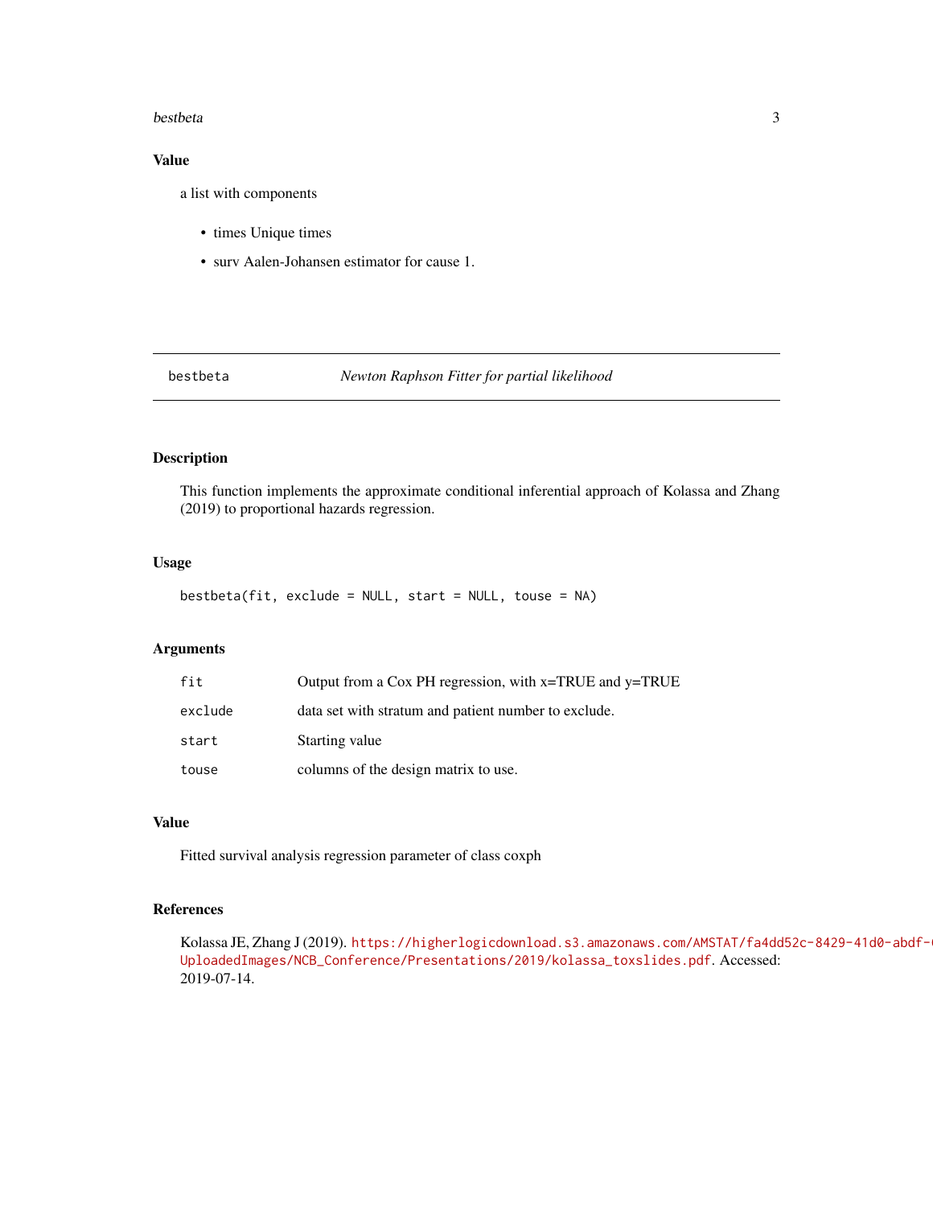## Value

a list with components

- times Unique times
- surv Aalen-Johansen estimator for cause 1.

---

# bestbeta — *Newton Raphson Fitter for partial likelihood*

## Description

This function implements the approximate conditional inferential approach of Kolassa and Zhang (2019) to proportional hazards regression.

## Usage

```
bestbeta(fit, exclude = NULL, start = NULL, touse = NA)
```

## Arguments

| | |
|---|---|
| fit | Output from a Cox PH regression, with x=TRUE and y=TRUE |
| exclude | data set with stratum and patient number to exclude. |
| start | Starting value |
| touse | columns of the design matrix to use. |

## Value

Fitted survival analysis regression parameter of class coxph

## References

Kolassa JE, Zhang J (2019). https://higherlogicdownload.s3.amazonaws.com/AMSTAT/fa4dd52c-8429-41d0-abdf-UploadedImages/NCB_Conference/Presentations/2019/kolassa_toxslides.pdf. Accessed: 2019-07-14.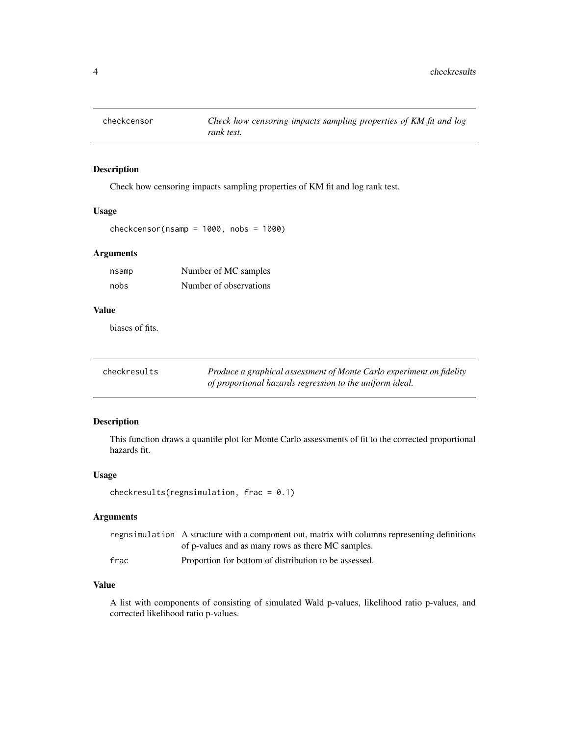## checkcensor

*Check how censoring impacts sampling properties of KM fit and log rank test.*

### Description

Check how censoring impacts sampling properties of KM fit and log rank test.

### Usage

```
checkcensor(nsamp = 1000, nobs = 1000)
```

### Arguments

| | |
|---|---|
| nsamp | Number of MC samples |
| nobs | Number of observations |

### Value

biases of fits.

## checkresults

*Produce a graphical assessment of Monte Carlo experiment on fidelity of proportional hazards regression to the uniform ideal.*

### Description

This function draws a quantile plot for Monte Carlo assessments of fit to the corrected proportional hazards fit.

### Usage

```
checkresults(regnsimulation, frac = 0.1)
```

### Arguments

| | |
|---|---|
| regnsimulation | A structure with a component out, matrix with columns representing definitions of p-values and as many rows as there MC samples. |
| frac | Proportion for bottom of distribution to be assessed. |

### Value

A list with components of consisting of simulated Wald p-values, likelihood ratio p-values, and corrected likelihood ratio p-values.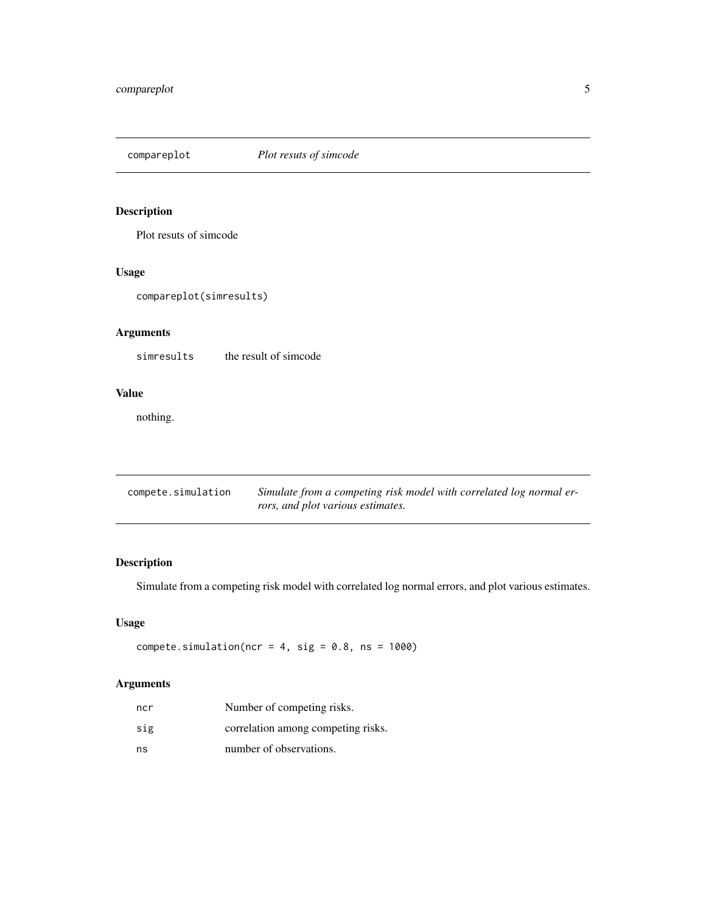## compareplot — *Plot resuts of simcode*

### Description

Plot resuts of simcode

### Usage

```
compareplot(simresults)
```

### Arguments

| | |
|---|---|
| simresults | the result of simcode |

### Value

nothing.

## compete.simulation — *Simulate from a competing risk model with correlated log normal errors, and plot various estimates.*

### Description

Simulate from a competing risk model with correlated log normal errors, and plot various estimates.

### Usage

```
compete.simulation(ncr = 4, sig = 0.8, ns = 1000)
```

### Arguments

| | |
|---|---|
| ncr | Number of competing risks. |
| sig | correlation among competing risks. |
| ns | number of observations. |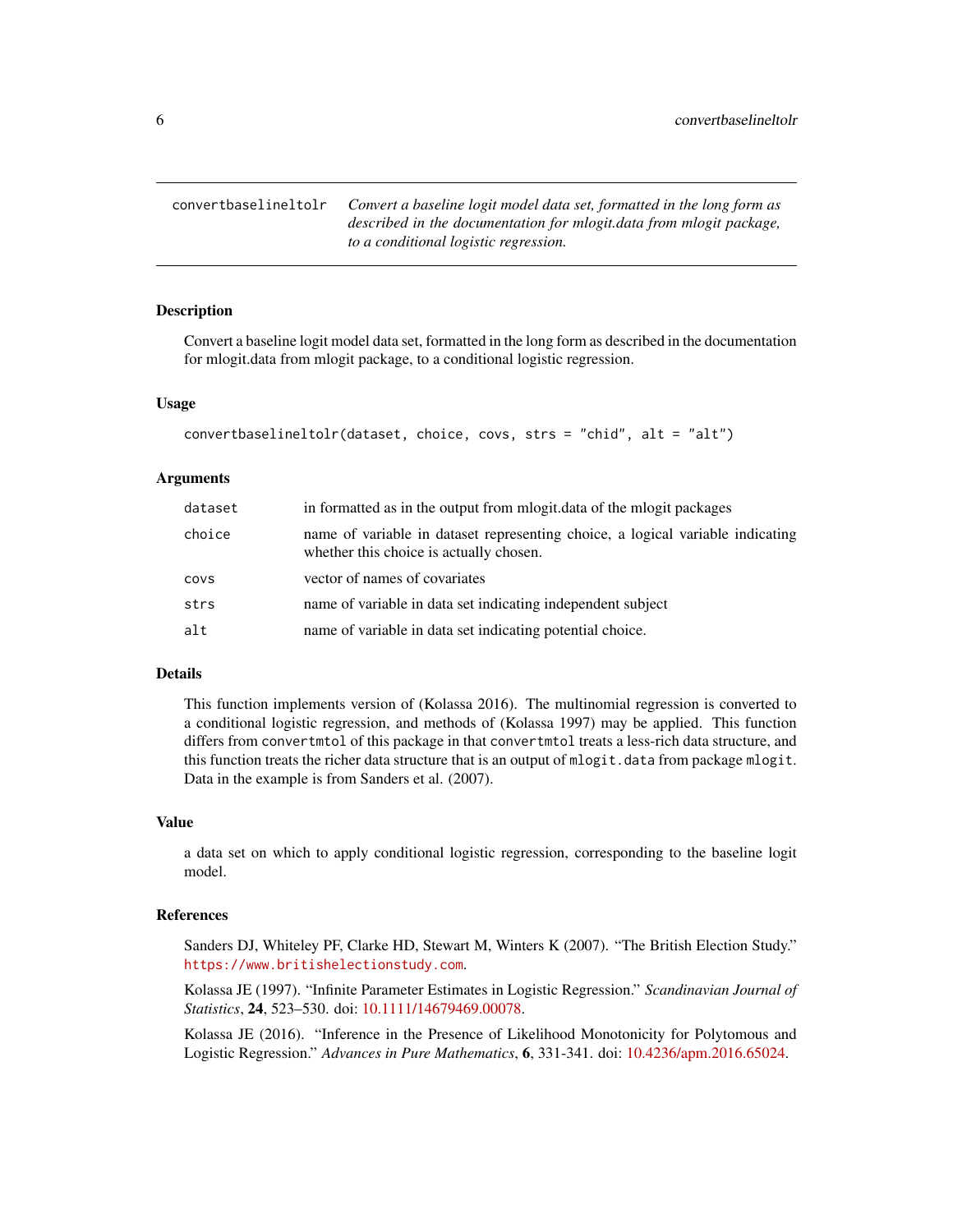## convertbaselineltolr

*Convert a baseline logit model data set, formatted in the long form as described in the documentation for mlogit.data from mlogit package, to a conditional logistic regression.*

### Description

Convert a baseline logit model data set, formatted in the long form as described in the documentation for mlogit.data from mlogit package, to a conditional logistic regression.

### Usage

```
convertbaselineltolr(dataset, choice, covs, strs = "chid", alt = "alt")
```

### Arguments

| | |
|---|---|
| `dataset` | in formatted as in the output from mlogit.data of the mlogit packages |
| `choice` | name of variable in dataset representing choice, a logical variable indicating whether this choice is actually chosen. |
| `covs` | vector of names of covariates |
| `strs` | name of variable in data set indicating independent subject |
| `alt` | name of variable in data set indicating potential choice. |

### Details

This function implements version of (Kolassa 2016). The multinomial regression is converted to a conditional logistic regression, and methods of (Kolassa 1997) may be applied. This function differs from `convertmtol` of this package in that `convertmtol` treats a less-rich data structure, and this function treats the richer data structure that is an output of `mlogit.data` from package `mlogit`. Data in the example is from Sanders et al. (2007).

### Value

a data set on which to apply conditional logistic regression, corresponding to the baseline logit model.

### References

Sanders DJ, Whiteley PF, Clarke HD, Stewart M, Winters K (2007). "The British Election Study." https://www.britishelectionstudy.com.

Kolassa JE (1997). "Infinite Parameter Estimates in Logistic Regression." *Scandinavian Journal of Statistics*, **24**, 523–530. doi: 10.1111/14679469.00078.

Kolassa JE (2016). "Inference in the Presence of Likelihood Monotonicity for Polytomous and Logistic Regression." *Advances in Pure Mathematics*, **6**, 331-341. doi: 10.4236/apm.2016.65024.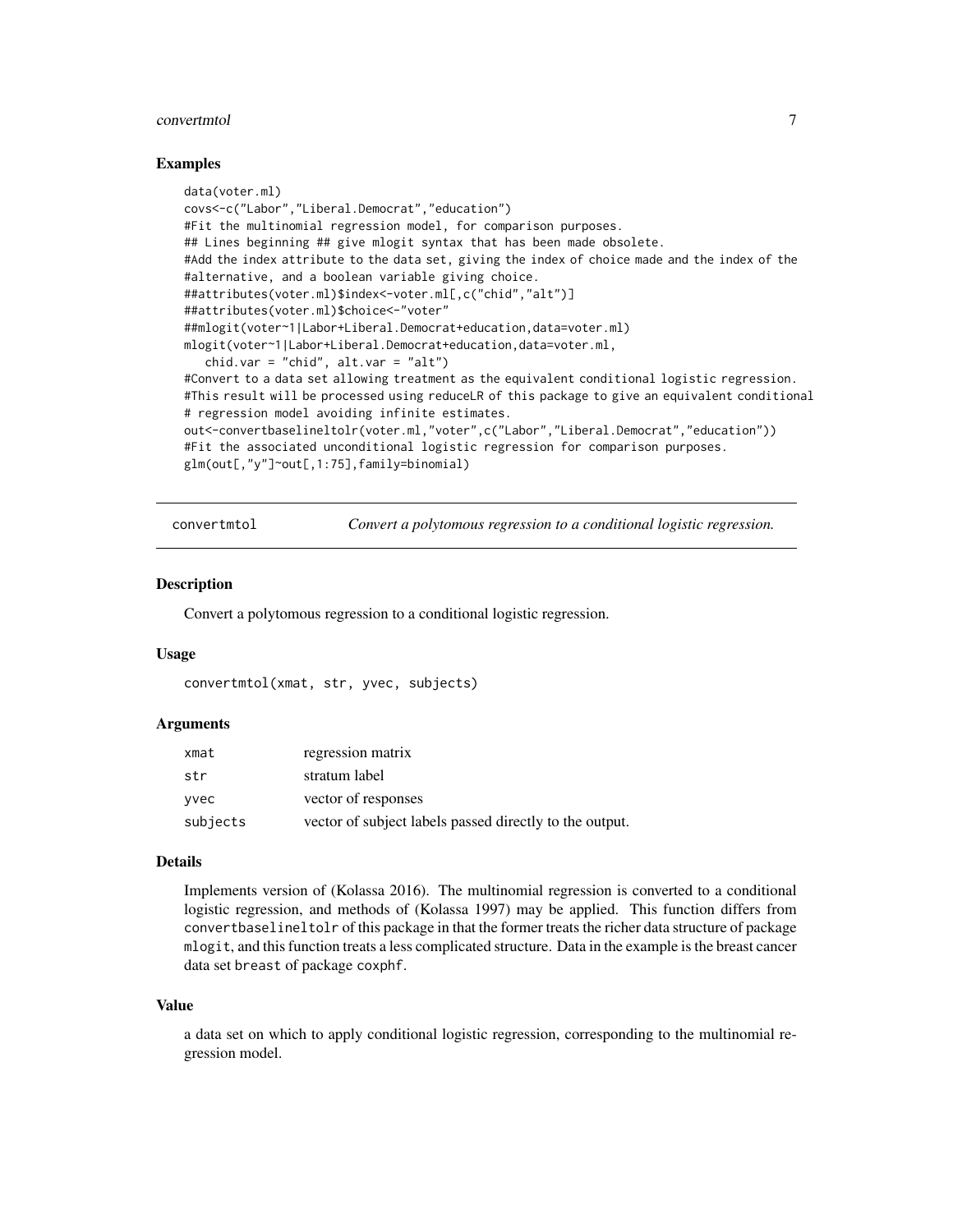### Examples

```
data(voter.ml)
covs<-c("Labor","Liberal.Democrat","education")
#Fit the multinomial regression model, for comparison purposes.
## Lines beginning ## give mlogit syntax that has been made obsolete.
#Add the index attribute to the data set, giving the index of choice made and the index of the
#alternative, and a boolean variable giving choice.
##attributes(voter.ml)$index<-voter.ml[,c("chid","alt")]
##attributes(voter.ml)$choice<-"voter"
##mlogit(voter~1|Labor+Liberal.Democrat+education,data=voter.ml)
mlogit(voter~1|Labor+Liberal.Democrat+education,data=voter.ml,
   chid.var = "chid", alt.var = "alt")
#Convert to a data set allowing treatment as the equivalent conditional logistic regression.
#This result will be processed using reduceLR of this package to give an equivalent conditional
# regression model avoiding infinite estimates.
out<-convertbaselineltolr(voter.ml,"voter",c("Labor","Liberal.Democrat","education"))
#Fit the associated unconditional logistic regression for comparison purposes.
glm(out[,"y"]~out[,1:75],family=binomial)
```

---

## convertmtol — *Convert a polytomous regression to a conditional logistic regression.*

### Description

Convert a polytomous regression to a conditional logistic regression.

### Usage

```
convertmtol(xmat, str, yvec, subjects)
```

### Arguments

| | |
|---|---|
| xmat | regression matrix |
| str | stratum label |
| yvec | vector of responses |
| subjects | vector of subject labels passed directly to the output. |

### Details

Implements version of (Kolassa 2016). The multinomial regression is converted to a conditional logistic regression, and methods of (Kolassa 1997) may be applied. This function differs from `convertbaselineltolr` of this package in that the former treats the richer data structure of package `mlogit`, and this function treats a less complicated structure. Data in the example is the breast cancer data set `breast` of package `coxphf`.

### Value

a data set on which to apply conditional logistic regression, corresponding to the multinomial regression model.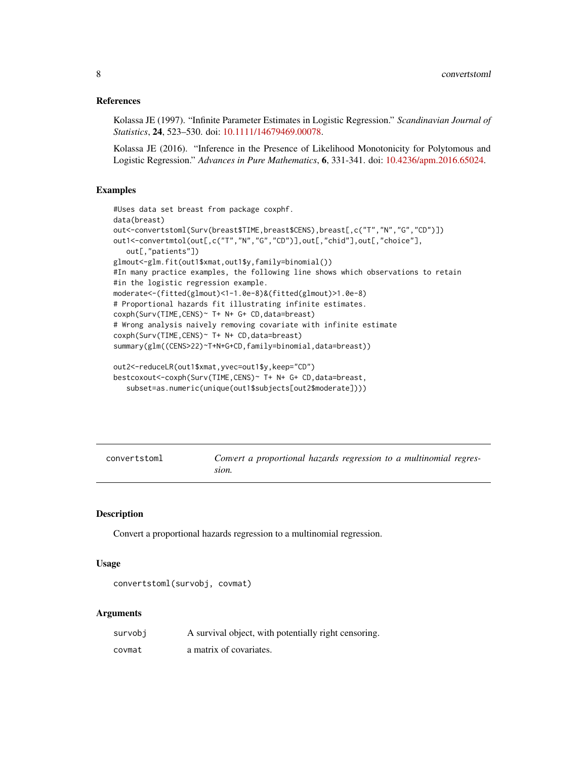## References

Kolassa JE (1997). "Infinite Parameter Estimates in Logistic Regression." *Scandinavian Journal of Statistics*, **24**, 523–530. doi: 10.1111/14679469.00078.

Kolassa JE (2016). "Inference in the Presence of Likelihood Monotonicity for Polytomous and Logistic Regression." *Advances in Pure Mathematics*, **6**, 331-341. doi: 10.4236/apm.2016.65024.

## Examples

```
#Uses data set breast from package coxphf.
data(breast)
out<-convertstoml(Surv(breast$TIME,breast$CENS),breast[,c("T","N","G","CD")])
out1<-convertmtol(out[,c("T","N","G","CD")],out[,"chid"],out[,"choice"],
   out[,"patients"])
glmout<-glm.fit(out1$xmat,out1$y,family=binomial())
#In many practice examples, the following line shows which observations to retain
#in the logistic regression example.
moderate<-(fitted(glmout)<1-1.0e-8)&(fitted(glmout)>1.0e-8)
# Proportional hazards fit illustrating infinite estimates.
coxph(Surv(TIME,CENS)~ T+ N+ G+ CD,data=breast)
# Wrong analysis naively removing covariate with infinite estimate
coxph(Surv(TIME,CENS)~ T+ N+ CD,data=breast)
summary(glm((CENS>22)~T+N+G+CD,family=binomial,data=breast))

out2<-reduceLR(out1$xmat,yvec=out1$y,keep="CD")
bestcoxout<-coxph(Surv(TIME,CENS)~ T+ N+ G+ CD,data=breast,
   subset=as.numeric(unique(out1$subjects[out2$moderate])))
```

---

# convertstoml — *Convert a proportional hazards regression to a multinomial regression.*

## Description

Convert a proportional hazards regression to a multinomial regression.

## Usage

```
convertstoml(survobj, covmat)
```

## Arguments

| | |
|---|---|
| survobj | A survival object, with potentially right censoring. |
| covmat | a matrix of covariates. |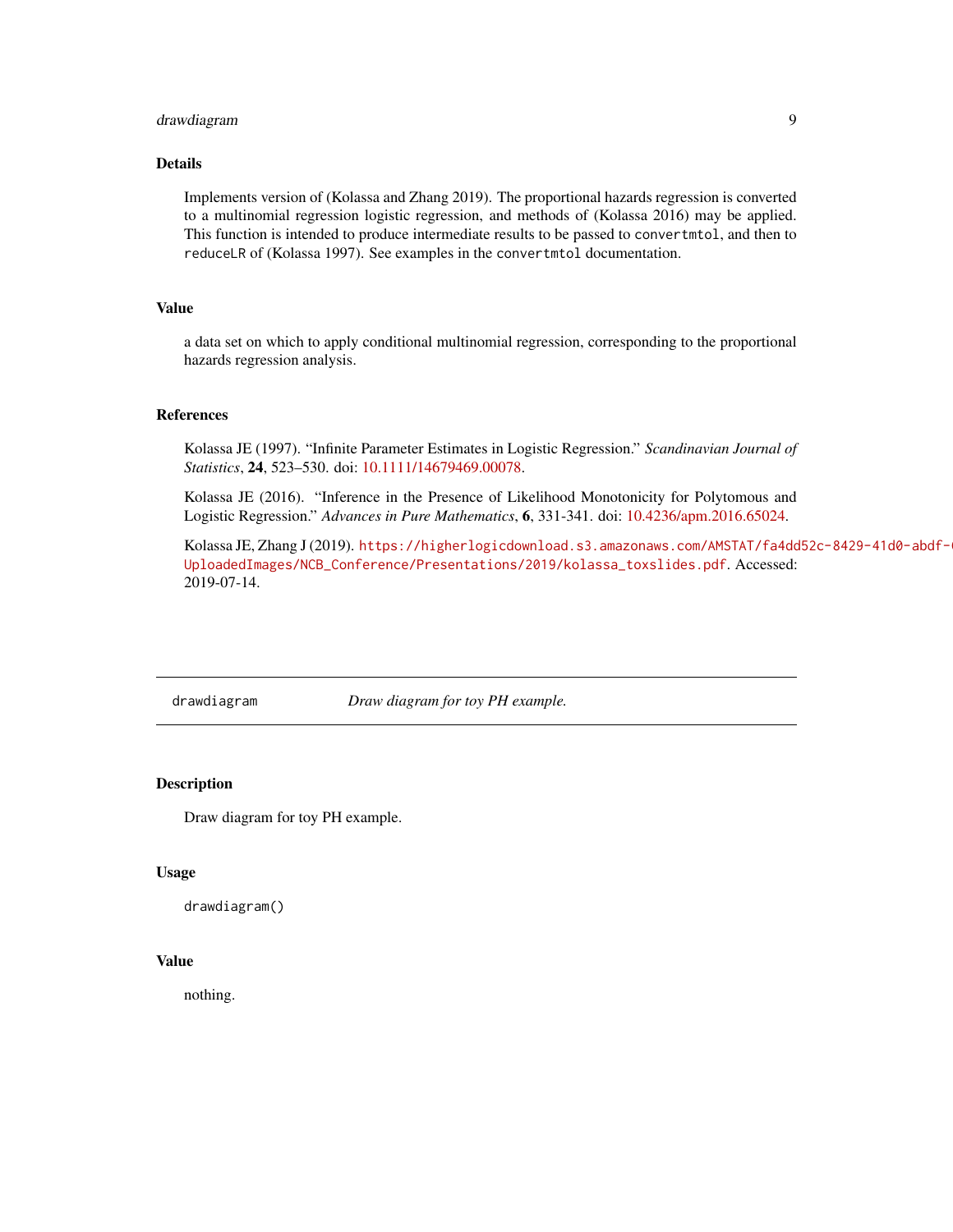### Details

Implements version of (Kolassa and Zhang 2019). The proportional hazards regression is converted to a multinomial regression logistic regression, and methods of (Kolassa 2016) may be applied. This function is intended to produce intermediate results to be passed to `convertmtol`, and then to `reduceLR` of (Kolassa 1997). See examples in the `convertmtol` documentation.

### Value

a data set on which to apply conditional multinomial regression, corresponding to the proportional hazards regression analysis.

### References

Kolassa JE (1997). "Infinite Parameter Estimates in Logistic Regression." *Scandinavian Journal of Statistics*, **24**, 523–530. doi: 10.1111/14679469.00078.

Kolassa JE (2016). "Inference in the Presence of Likelihood Monotonicity for Polytomous and Logistic Regression." *Advances in Pure Mathematics*, **6**, 331-341. doi: 10.4236/apm.2016.65024.

Kolassa JE, Zhang J (2019). `https://higherlogicdownload.s3.amazonaws.com/AMSTAT/fa4dd52c-8429-41d0-abdf-` `UploadedImages/NCB_Conference/Presentations/2019/kolassa_toxslides.pdf`. Accessed: 2019-07-14.

---

## drawdiagram — *Draw diagram for toy PH example.*

### Description

Draw diagram for toy PH example.

### Usage

```
drawdiagram()
```

### Value

nothing.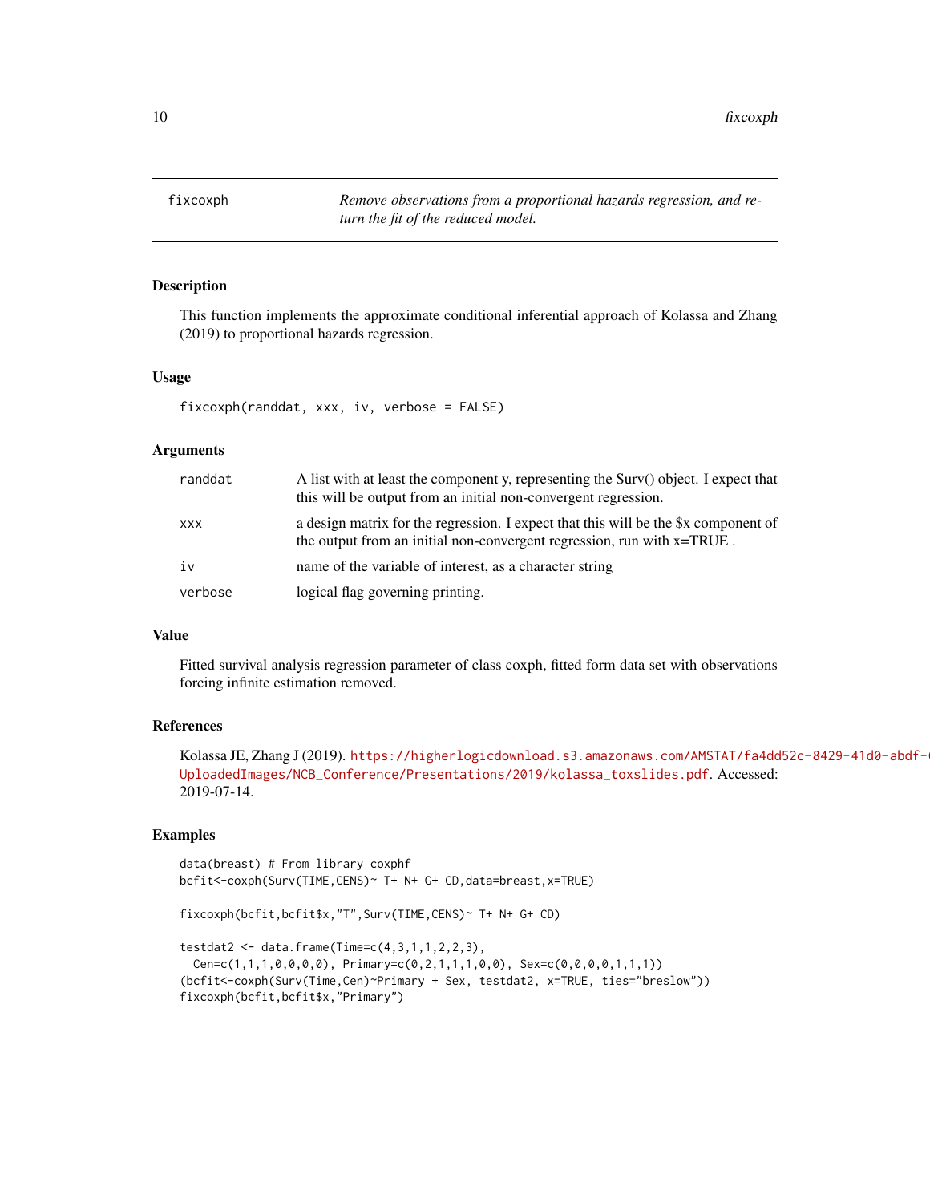# fixcoxph

*Remove observations from a proportional hazards regression, and return the fit of the reduced model.*

## Description

This function implements the approximate conditional inferential approach of Kolassa and Zhang (2019) to proportional hazards regression.

## Usage

```
fixcoxph(randdat, xxx, iv, verbose = FALSE)
```

## Arguments

| | |
|---|---|
| randdat | A list with at least the component y, representing the Surv() object. I expect that this will be output from an initial non-convergent regression. |
| xxx | a design matrix for the regression. I expect that this will be the $x component of the output from an initial non-convergent regression, run with x=TRUE . |
| iv | name of the variable of interest, as a character string |
| verbose | logical flag governing printing. |

## Value

Fitted survival analysis regression parameter of class coxph, fitted form data set with observations forcing infinite estimation removed.

## References

Kolassa JE, Zhang J (2019). https://higherlogicdownload.s3.amazonaws.com/AMSTAT/fa4dd52c-8429-41d0-abdf-UploadedImages/NCB_Conference/Presentations/2019/kolassa_toxslides.pdf. Accessed: 2019-07-14.

## Examples

```
data(breast) # From library coxphf
bcfit<-coxph(Surv(TIME,CENS)~ T+ N+ G+ CD,data=breast,x=TRUE)

fixcoxph(bcfit,bcfit$x,"T",Surv(TIME,CENS)~ T+ N+ G+ CD)

testdat2 <- data.frame(Time=c(4,3,1,1,2,2,3),
  Cen=c(1,1,1,0,0,0,0), Primary=c(0,2,1,1,1,0,0), Sex=c(0,0,0,0,1,1,1))
(bcfit<-coxph(Surv(Time,Cen)~Primary + Sex, testdat2, x=TRUE, ties="breslow"))
fixcoxph(bcfit,bcfit$x,"Primary")
```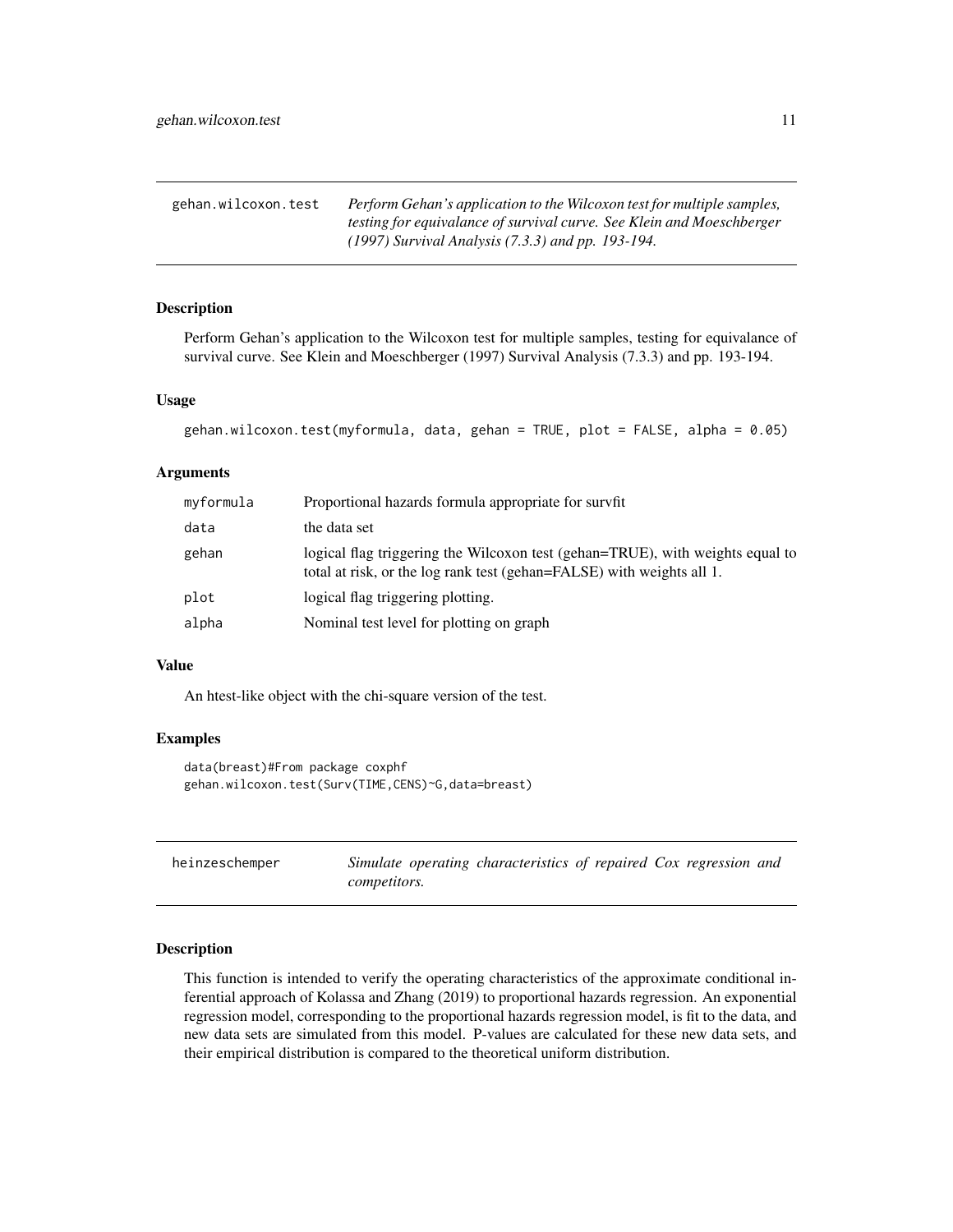## gehan.wilcoxon.test

*Perform Gehan's application to the Wilcoxon test for multiple samples, testing for equivalance of survival curve. See Klein and Moeschberger (1997) Survival Analysis (7.3.3) and pp. 193-194.*

### Description

Perform Gehan's application to the Wilcoxon test for multiple samples, testing for equivalance of survival curve. See Klein and Moeschberger (1997) Survival Analysis (7.3.3) and pp. 193-194.

### Usage

```
gehan.wilcoxon.test(myformula, data, gehan = TRUE, plot = FALSE, alpha = 0.05)
```

### Arguments

| | |
|---|---|
| myformula | Proportional hazards formula appropriate for survfit |
| data | the data set |
| gehan | logical flag triggering the Wilcoxon test (gehan=TRUE), with weights equal to total at risk, or the log rank test (gehan=FALSE) with weights all 1. |
| plot | logical flag triggering plotting. |
| alpha | Nominal test level for plotting on graph |

### Value

An htest-like object with the chi-square version of the test.

### Examples

```
data(breast)#From package coxphf
gehan.wilcoxon.test(Surv(TIME,CENS)~G,data=breast)
```

## heinzeschemper

*Simulate operating characteristics of repaired Cox regression and competitors.*

### Description

This function is intended to verify the operating characteristics of the approximate conditional inferential approach of Kolassa and Zhang (2019) to proportional hazards regression. An exponential regression model, corresponding to the proportional hazards regression model, is fit to the data, and new data sets are simulated from this model. P-values are calculated for these new data sets, and their empirical distribution is compared to the theoretical uniform distribution.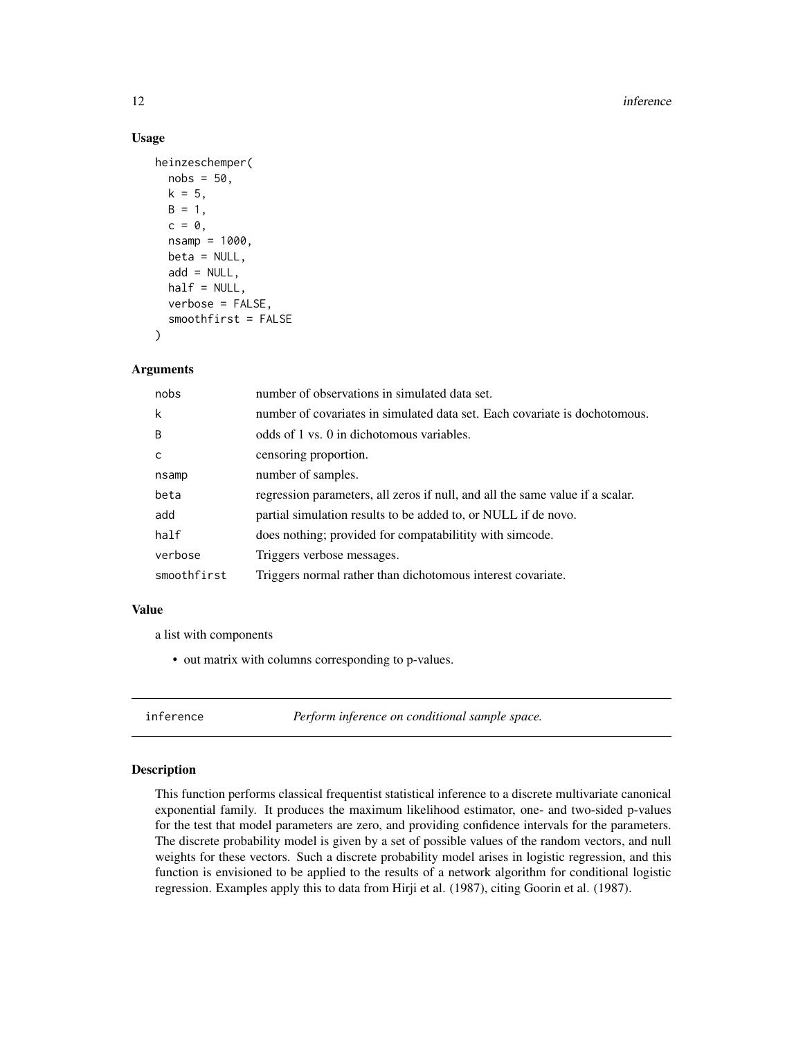### Usage

```
heinzeschemper(
  nobs = 50,
  k = 5,
  B = 1,
  c = 0,
  nsamp = 1000,
  beta = NULL,
  add = NULL,
  half = NULL,
  verbose = FALSE,
  smoothfirst = FALSE
)
```

### Arguments

| | |
|---|---|
| nobs | number of observations in simulated data set. |
| k | number of covariates in simulated data set. Each covariate is dochotomous. |
| B | odds of 1 vs. 0 in dichotomous variables. |
| c | censoring proportion. |
| nsamp | number of samples. |
| beta | regression parameters, all zeros if null, and all the same value if a scalar. |
| add | partial simulation results to be added to, or NULL if de novo. |
| half | does nothing; provided for compatabilitity with simcode. |
| verbose | Triggers verbose messages. |
| smoothfirst | Triggers normal rather than dichotomous interest covariate. |

### Value

a list with components

- out matrix with columns corresponding to p-values.

---

## inference — *Perform inference on conditional sample space.*

### Description

This function performs classical frequentist statistical inference to a discrete multivariate canonical exponential family. It produces the maximum likelihood estimator, one- and two-sided p-values for the test that model parameters are zero, and providing confidence intervals for the parameters. The discrete probability model is given by a set of possible values of the random vectors, and null weights for these vectors. Such a discrete probability model arises in logistic regression, and this function is envisioned to be applied to the results of a network algorithm for conditional logistic regression. Examples apply this to data from Hirji et al. (1987), citing Goorin et al. (1987).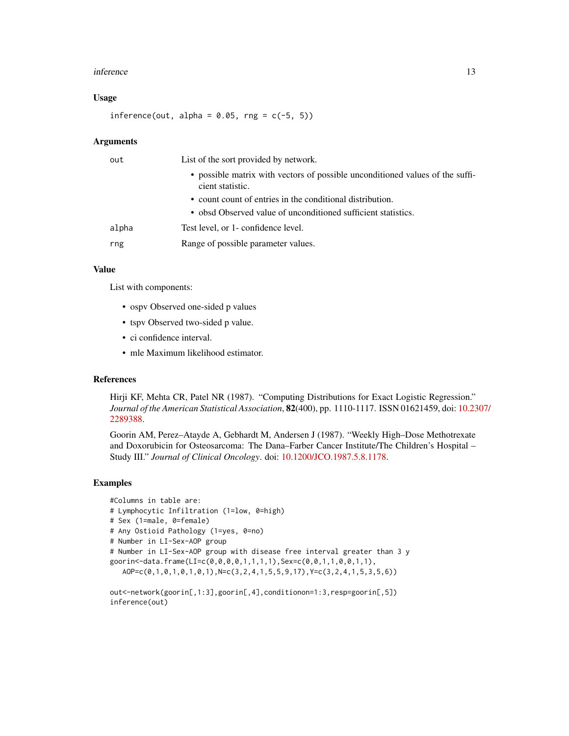### Usage

```
inference(out, alpha = 0.05, rng = c(-5, 5))
```

### Arguments

| | |
|---|---|
| out | List of the sort provided by network. <br> • possible matrix with vectors of possible unconditioned values of the sufficient statistic. <br> • count count of entries in the conditional distribution. <br> • obsd Observed value of unconditioned sufficient statistics. |
| alpha | Test level, or 1- confidence level. |
| rng | Range of possible parameter values. |

### Value

List with components:

- ospv Observed one-sided p values
- tspv Observed two-sided p value.
- ci confidence interval.
- mle Maximum likelihood estimator.

### References

Hirji KF, Mehta CR, Patel NR (1987). "Computing Distributions for Exact Logistic Regression." *Journal of the American Statistical Association*, **82**(400), pp. 1110-1117. ISSN 01621459, doi: 10.2307/2289388.

Goorin AM, Perez–Atayde A, Gebhardt M, Andersen J (1987). "Weekly High–Dose Methotrexate and Doxorubicin for Osteosarcoma: The Dana–Farber Cancer Institute/The Children's Hospital – Study III." *Journal of Clinical Oncology*. doi: 10.1200/JCO.1987.5.8.1178.

### Examples

```
#Columns in table are:
# Lymphocytic Infiltration (1=low, 0=high)
# Sex (1=male, 0=female)
# Any Ostioid Pathology (1=yes, 0=no)
# Number in LI-Sex-AOP group
# Number in LI-Sex-AOP group with disease free interval greater than 3 y
goorin<-data.frame(LI=c(0,0,0,0,1,1,1,1),Sex=c(0,0,1,1,0,0,1,1),
   AOP=c(0,1,0,1,0,1,0,1),N=c(3,2,4,1,5,5,9,17),Y=c(3,2,4,1,5,3,5,6))

out<-network(goorin[,1:3],goorin[,4],conditionon=1:3,resp=goorin[,5])
inference(out)
```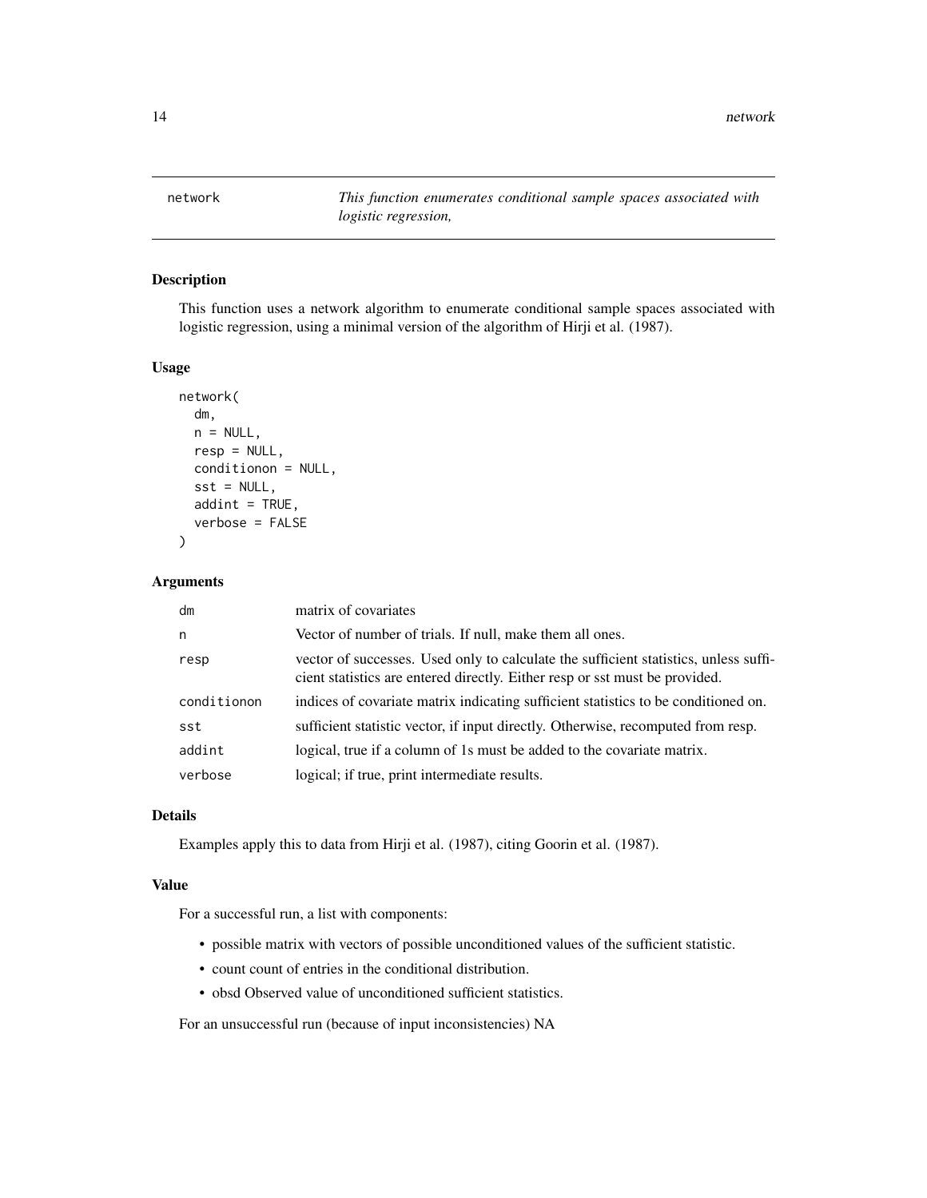network *This function enumerates conditional sample spaces associated with logistic regression,*

## Description

This function uses a network algorithm to enumerate conditional sample spaces associated with logistic regression, using a minimal version of the algorithm of Hirji et al. (1987).

## Usage

```
network(
  dm,
  n = NULL,
  resp = NULL,
  conditionon = NULL,
  sst = NULL,
  addint = TRUE,
  verbose = FALSE
)
```

## Arguments

| | |
|---|---|
| dm | matrix of covariates |
| n | Vector of number of trials. If null, make them all ones. |
| resp | vector of successes. Used only to calculate the sufficient statistics, unless sufficient statistics are entered directly. Either resp or sst must be provided. |
| conditionon | indices of covariate matrix indicating sufficient statistics to be conditioned on. |
| sst | sufficient statistic vector, if input directly. Otherwise, recomputed from resp. |
| addint | logical, true if a column of 1s must be added to the covariate matrix. |
| verbose | logical; if true, print intermediate results. |

## Details

Examples apply this to data from Hirji et al. (1987), citing Goorin et al. (1987).

## Value

For a successful run, a list with components:

- possible matrix with vectors of possible unconditioned values of the sufficient statistic.
- count count of entries in the conditional distribution.
- obsd Observed value of unconditioned sufficient statistics.

For an unsuccessful run (because of input inconsistencies) NA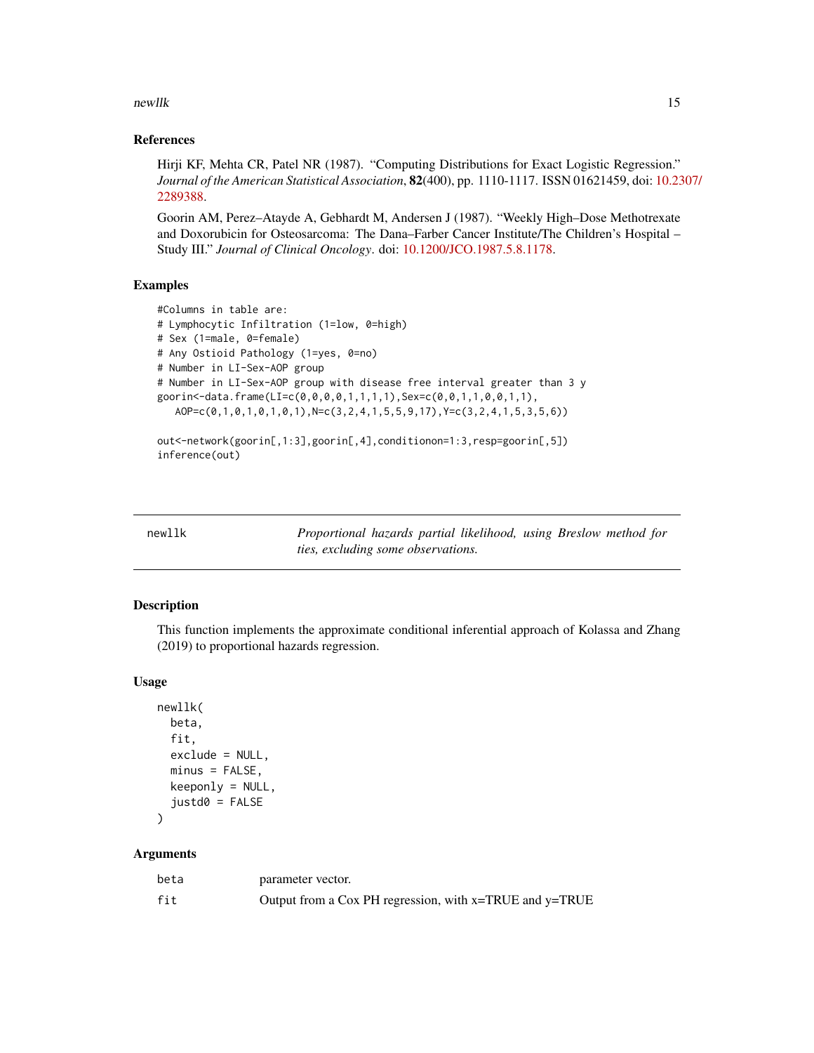### References

Hirji KF, Mehta CR, Patel NR (1987). "Computing Distributions for Exact Logistic Regression." *Journal of the American Statistical Association*, **82**(400), pp. 1110-1117. ISSN 01621459, doi: 10.2307/2289388.

Goorin AM, Perez–Atayde A, Gebhardt M, Andersen J (1987). "Weekly High–Dose Methotrexate and Doxorubicin for Osteosarcoma: The Dana–Farber Cancer Institute/The Children's Hospital – Study III." *Journal of Clinical Oncology*. doi: 10.1200/JCO.1987.5.8.1178.

### Examples

```
#Columns in table are:
# Lymphocytic Infiltration (1=low, 0=high)
# Sex (1=male, 0=female)
# Any Ostioid Pathology (1=yes, 0=no)
# Number in LI-Sex-AOP group
# Number in LI-Sex-AOP group with disease free interval greater than 3 y
goorin<-data.frame(LI=c(0,0,0,0,1,1,1,1),Sex=c(0,0,1,1,0,0,1,1),
   AOP=c(0,1,0,1,0,1,0,1),N=c(3,2,4,1,5,5,9,17),Y=c(3,2,4,1,5,3,5,6))

out<-network(goorin[,1:3],goorin[,4],conditionon=1:3,resp=goorin[,5])
inference(out)
```

---

## newllk — *Proportional hazards partial likelihood, using Breslow method for ties, excluding some observations.*

### Description

This function implements the approximate conditional inferential approach of Kolassa and Zhang (2019) to proportional hazards regression.

### Usage

```
newllk(
  beta,
  fit,
  exclude = NULL,
  minus = FALSE,
  keeponly = NULL,
  justd0 = FALSE
)
```

### Arguments

| | |
|---|---|
| `beta` | parameter vector. |
| `fit` | Output from a Cox PH regression, with x=TRUE and y=TRUE |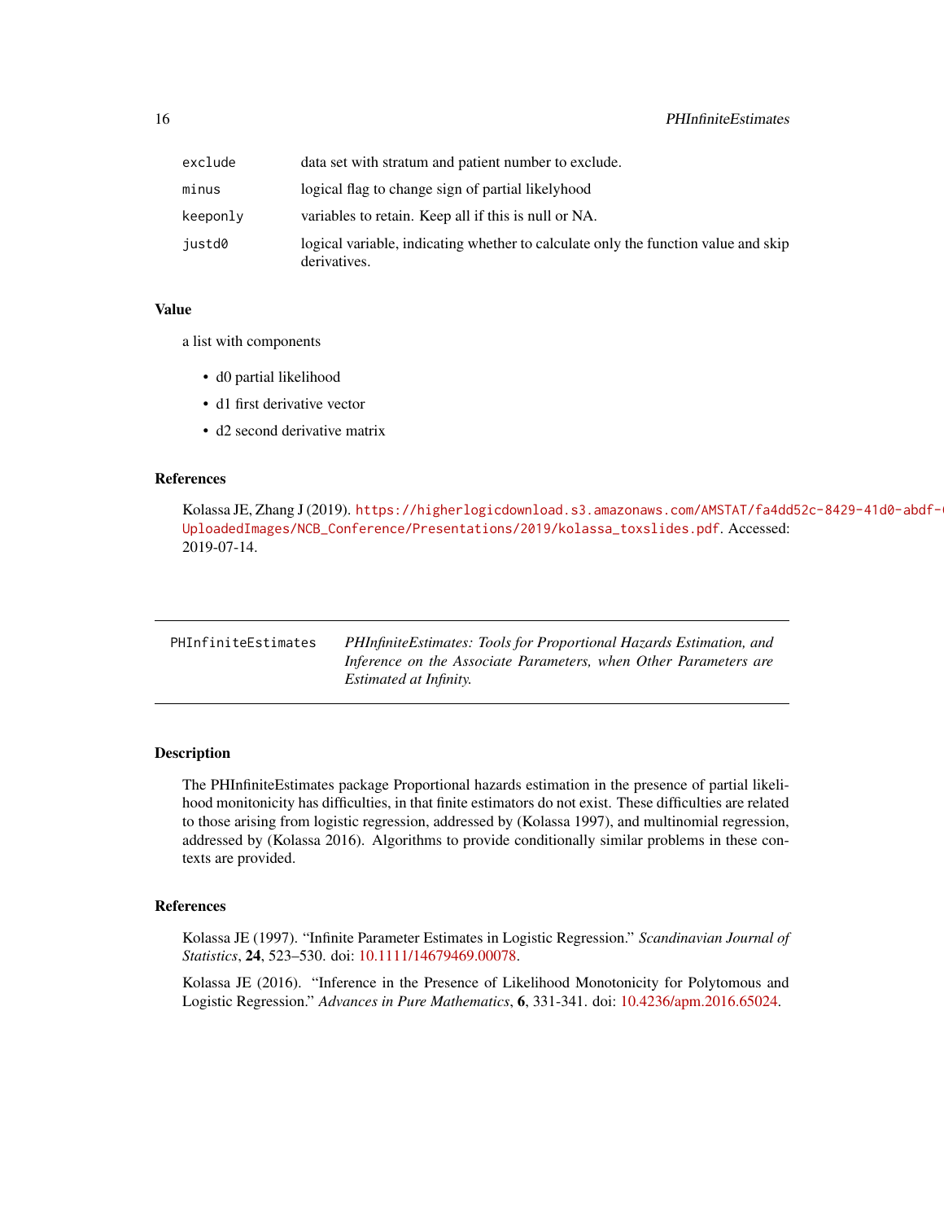| | |
|---|---|
| exclude | data set with stratum and patient number to exclude. |
| minus | logical flag to change sign of partial likelyhood |
| keeponly | variables to retain. Keep all if this is null or NA. |
| justd0 | logical variable, indicating whether to calculate only the function value and skip derivatives. |

### Value

a list with components

- d0 partial likelihood
- d1 first derivative vector
- d2 second derivative matrix

### References

Kolassa JE, Zhang J (2019). https://higherlogicdownload.s3.amazonaws.com/AMSTAT/fa4dd52c-8429-41d0-abdf-( UploadedImages/NCB_Conference/Presentations/2019/kolassa_toxslides.pdf. Accessed: 2019-07-14.

---

## PHInfiniteEstimates

*PHInfiniteEstimates: Tools for Proportional Hazards Estimation, and Inference on the Associate Parameters, when Other Parameters are Estimated at Infinity.*

---

### Description

The PHInfiniteEstimates package Proportional hazards estimation in the presence of partial likelihood monitonicity has difficulties, in that finite estimators do not exist. These difficulties are related to those arising from logistic regression, addressed by (Kolassa 1997), and multinomial regression, addressed by (Kolassa 2016). Algorithms to provide conditionally similar problems in these contexts are provided.

### References

Kolassa JE (1997). "Infinite Parameter Estimates in Logistic Regression." *Scandinavian Journal of Statistics*, **24**, 523–530. doi: 10.1111/14679469.00078.

Kolassa JE (2016). "Inference in the Presence of Likelihood Monotonicity for Polytomous and Logistic Regression." *Advances in Pure Mathematics*, **6**, 331-341. doi: 10.4236/apm.2016.65024.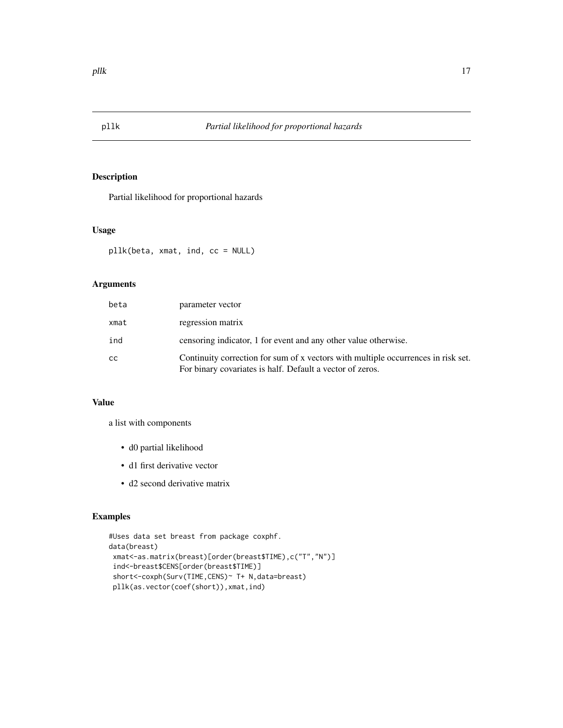# pllk — *Partial likelihood for proportional hazards*

## Description

Partial likelihood for proportional hazards

## Usage

```
pllk(beta, xmat, ind, cc = NULL)
```

## Arguments

| | |
|---|---|
| beta | parameter vector |
| xmat | regression matrix |
| ind | censoring indicator, 1 for event and any other value otherwise. |
| cc | Continuity correction for sum of x vectors with multiple occurrences in risk set. For binary covariates is half. Default a vector of zeros. |

## Value

a list with components

- d0 partial likelihood
- d1 first derivative vector
- d2 second derivative matrix

## Examples

```
#Uses data set breast from package coxphf.
data(breast)
 xmat<-as.matrix(breast)[order(breast$TIME),c("T","N")]
 ind<-breast$CENS[order(breast$TIME)]
 short<-coxph(Surv(TIME,CENS)~ T+ N,data=breast)
 pllk(as.vector(coef(short)),xmat,ind)
```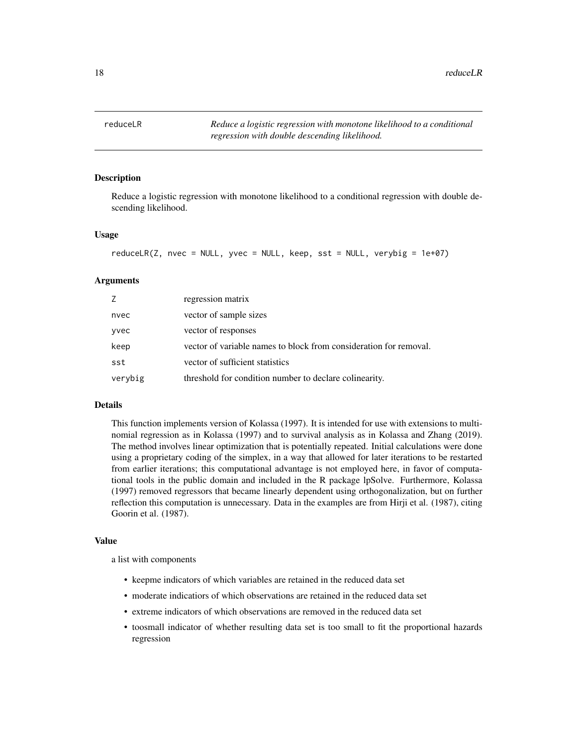# reduceLR

*Reduce a logistic regression with monotone likelihood to a conditional regression with double descending likelihood.*

## Description

Reduce a logistic regression with monotone likelihood to a conditional regression with double descending likelihood.

## Usage

```
reduceLR(Z, nvec = NULL, yvec = NULL, keep, sst = NULL, verybig = 1e+07)
```

## Arguments

| | |
|---|---|
| Z | regression matrix |
| nvec | vector of sample sizes |
| yvec | vector of responses |
| keep | vector of variable names to block from consideration for removal. |
| sst | vector of sufficient statistics |
| verybig | threshold for condition number to declare colinearity. |

## Details

This function implements version of Kolassa (1997). It is intended for use with extensions to multinomial regression as in Kolassa (1997) and to survival analysis as in Kolassa and Zhang (2019). The method involves linear optimization that is potentially repeated. Initial calculations were done using a proprietary coding of the simplex, in a way that allowed for later iterations to be restarted from earlier iterations; this computational advantage is not employed here, in favor of computational tools in the public domain and included in the R package lpSolve. Furthermore, Kolassa (1997) removed regressors that became linearly dependent using orthogonalization, but on further reflection this computation is unnecessary. Data in the examples are from Hirji et al. (1987), citing Goorin et al. (1987).

## Value

a list with components

- keepme indicators of which variables are retained in the reduced data set
- moderate indicatiors of which observations are retained in the reduced data set
- extreme indicators of which observations are removed in the reduced data set
- toosmall indicator of whether resulting data set is too small to fit the proportional hazards regression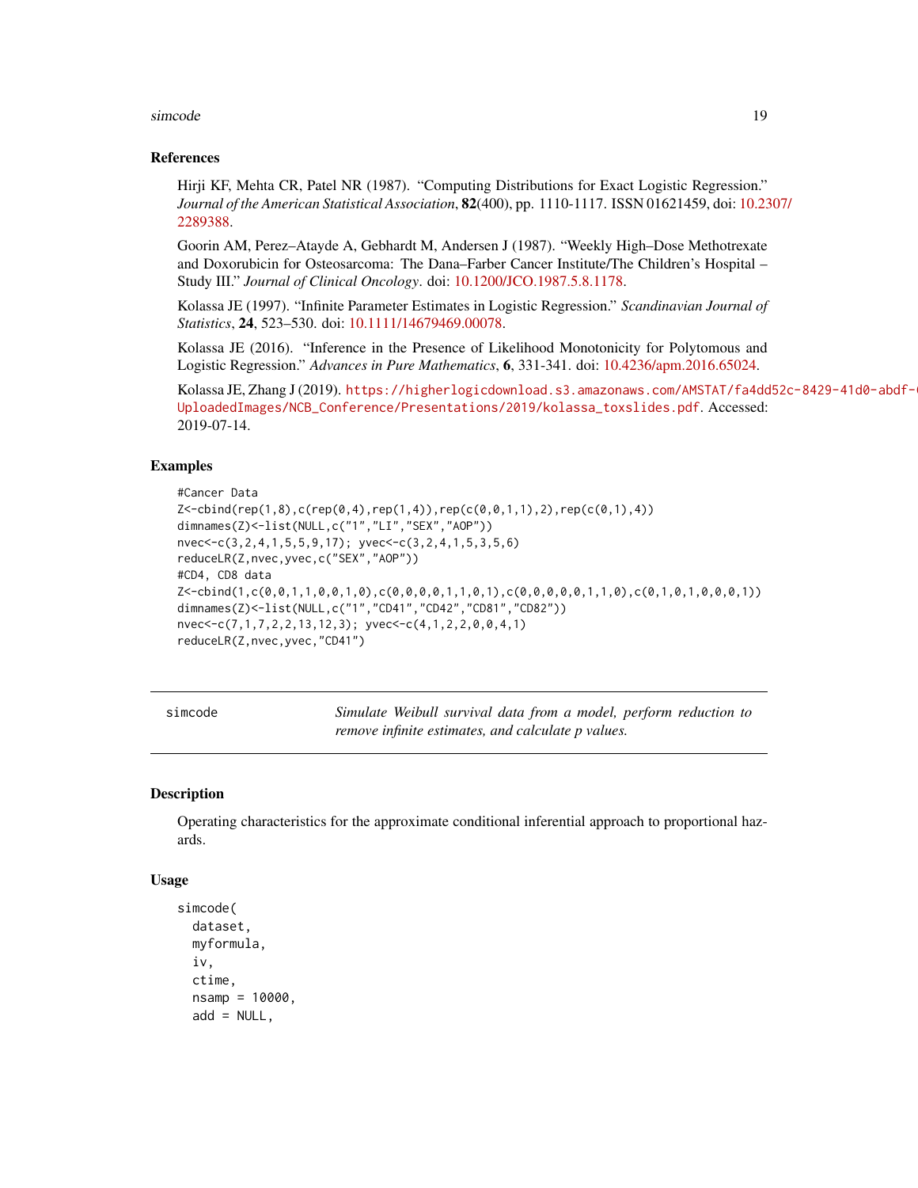### References

Hirji KF, Mehta CR, Patel NR (1987). "Computing Distributions for Exact Logistic Regression." *Journal of the American Statistical Association*, **82**(400), pp. 1110-1117. ISSN 01621459, doi: 10.2307/2289388.

Goorin AM, Perez–Atayde A, Gebhardt M, Andersen J (1987). "Weekly High–Dose Methotrexate and Doxorubicin for Osteosarcoma: The Dana–Farber Cancer Institute/The Children's Hospital – Study III." *Journal of Clinical Oncology*. doi: 10.1200/JCO.1987.5.8.1178.

Kolassa JE (1997). "Infinite Parameter Estimates in Logistic Regression." *Scandinavian Journal of Statistics*, **24**, 523–530. doi: 10.1111/14679469.00078.

Kolassa JE (2016). "Inference in the Presence of Likelihood Monotonicity for Polytomous and Logistic Regression." *Advances in Pure Mathematics*, **6**, 331-341. doi: 10.4236/apm.2016.65024.

Kolassa JE, Zhang J (2019). https://higherlogicdownload.s3.amazonaws.com/AMSTAT/fa4dd52c-8429-41d0-abdf-UploadedImages/NCB_Conference/Presentations/2019/kolassa_toxslides.pdf. Accessed: 2019-07-14.

### Examples

```
#Cancer Data
Z<-cbind(rep(1,8),c(rep(0,4),rep(1,4)),rep(c(0,0,1,1),2),rep(c(0,1),4))
dimnames(Z)<-list(NULL,c("1","LI","SEX","AOP"))
nvec<-c(3,2,4,1,5,5,9,17); yvec<-c(3,2,4,1,5,3,5,6)
reduceLR(Z,nvec,yvec,c("SEX","AOP"))
#CD4, CD8 data
Z<-cbind(1,c(0,0,1,1,0,0,1,0),c(0,0,0,0,1,1,0,1),c(0,0,0,0,0,1,1,0),c(0,1,0,1,0,0,0,1))
dimnames(Z)<-list(NULL,c("1","CD41","CD42","CD81","CD82"))
nvec<-c(7,1,7,2,2,13,12,3); yvec<-c(4,1,2,2,0,0,4,1)
reduceLR(Z,nvec,yvec,"CD41")
```

---

## simcode — *Simulate Weibull survival data from a model, perform reduction to remove infinite estimates, and calculate p values.*

### Description

Operating characteristics for the approximate conditional inferential approach to proportional hazards.

### Usage

```
simcode(
  dataset,
  myformula,
  iv,
  ctime,
  nsamp = 10000,
  add = NULL,
```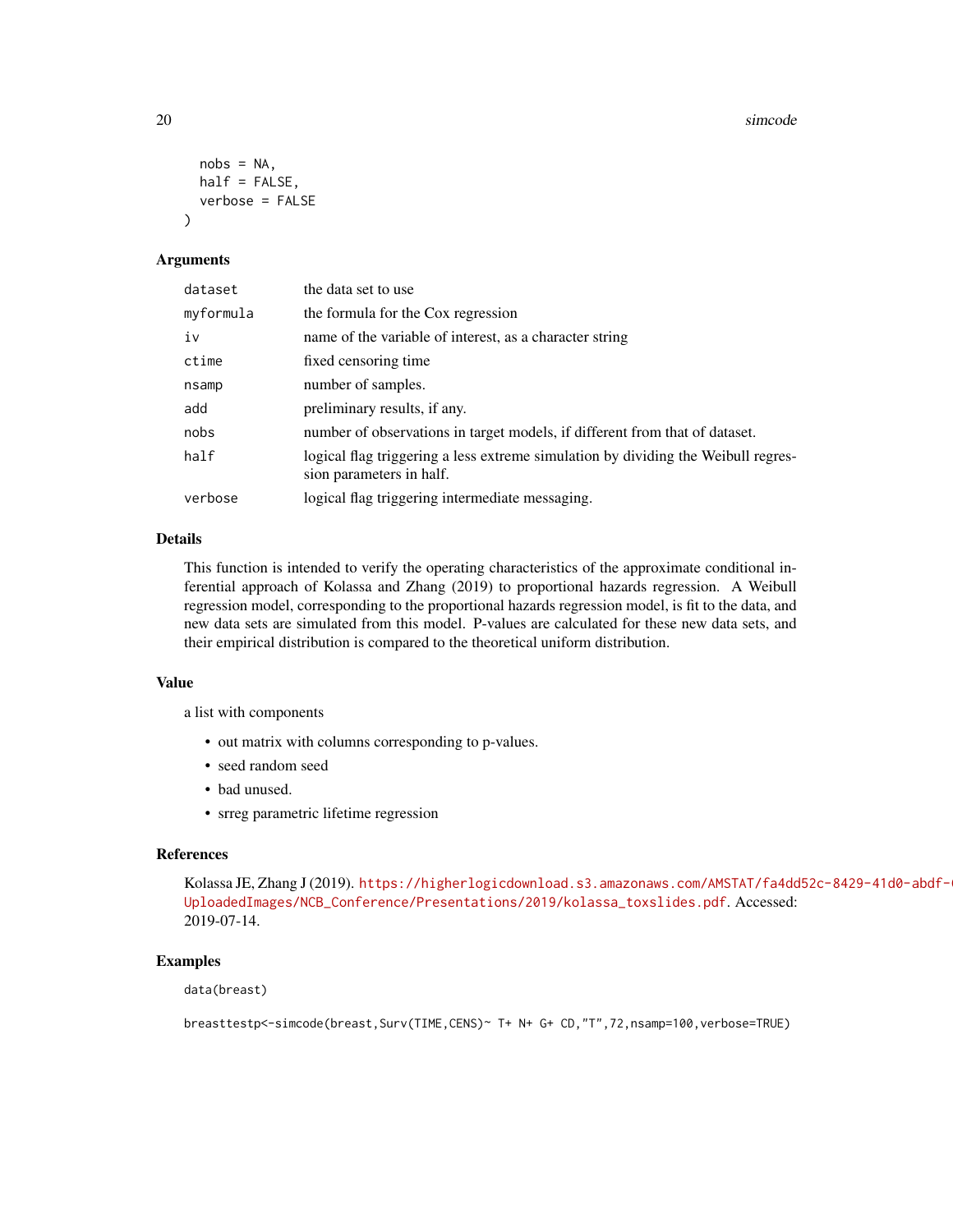```
  nobs = NA,
  half = FALSE,
  verbose = FALSE
)
```

### Arguments

| | |
|---|---|
| `dataset` | the data set to use |
| `myformula` | the formula for the Cox regression |
| `iv` | name of the variable of interest, as a character string |
| `ctime` | fixed censoring time |
| `nsamp` | number of samples. |
| `add` | preliminary results, if any. |
| `nobs` | number of observations in target models, if different from that of dataset. |
| `half` | logical flag triggering a less extreme simulation by dividing the Weibull regression parameters in half. |
| `verbose` | logical flag triggering intermediate messaging. |

### Details

This function is intended to verify the operating characteristics of the approximate conditional inferential approach of Kolassa and Zhang (2019) to proportional hazards regression. A Weibull regression model, corresponding to the proportional hazards regression model, is fit to the data, and new data sets are simulated from this model. P-values are calculated for these new data sets, and their empirical distribution is compared to the theoretical uniform distribution.

### Value

a list with components

- out matrix with columns corresponding to p-values.
- seed random seed
- bad unused.
- srreg parametric lifetime regression

### References

Kolassa JE, Zhang J (2019). https://higherlogicdownload.s3.amazonaws.com/AMSTAT/fa4dd52c-8429-41d0-abdf-UploadedImages/NCB_Conference/Presentations/2019/kolassa_toxslides.pdf. Accessed: 2019-07-14.

### Examples

```
data(breast)

breasttestp<-simcode(breast,Surv(TIME,CENS)~ T+ N+ G+ CD,"T",72,nsamp=100,verbose=TRUE)
```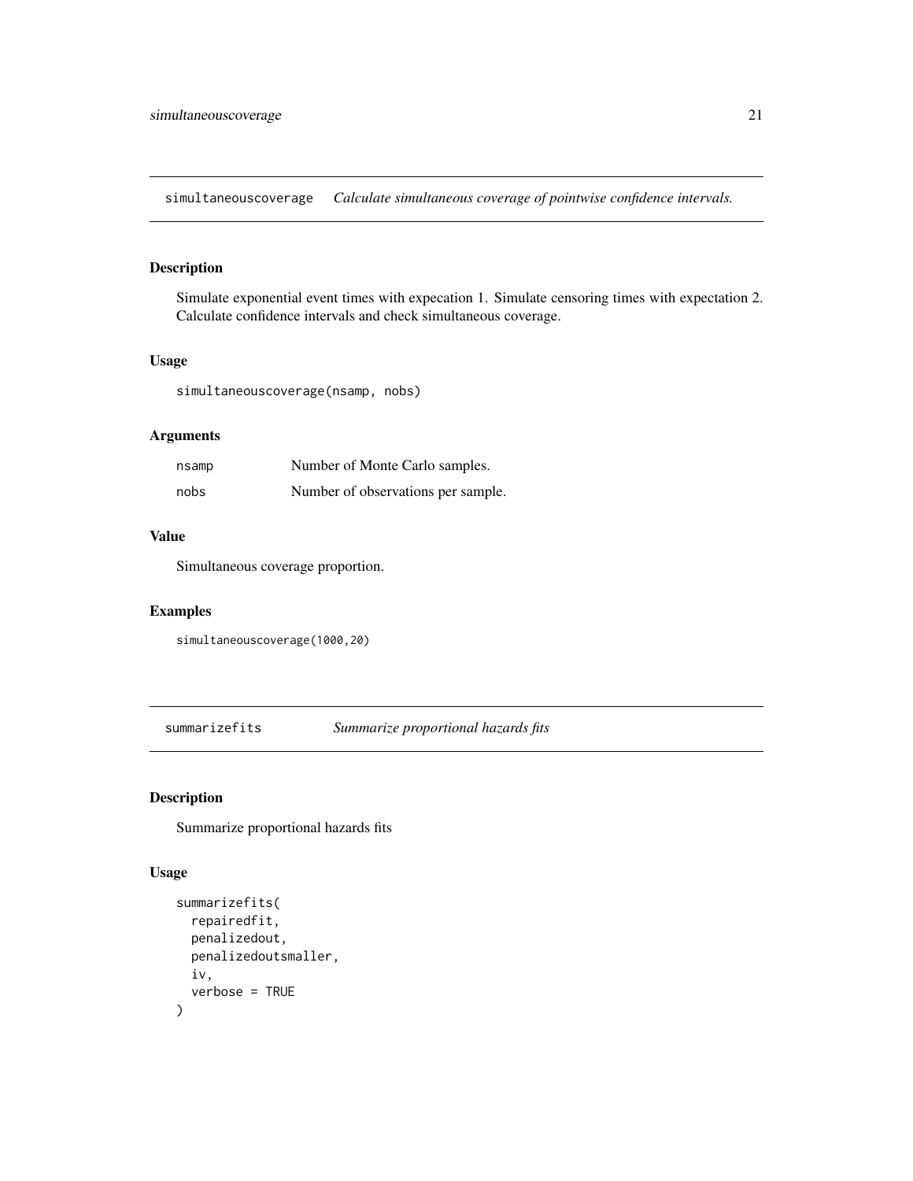## simultaneouscoverage — *Calculate simultaneous coverage of pointwise confidence intervals.*

### Description

Simulate exponential event times with expecation 1. Simulate censoring times with expectation 2. Calculate confidence intervals and check simultaneous coverage.

### Usage

```
simultaneouscoverage(nsamp, nobs)
```

### Arguments

| | |
|---|---|
| `nsamp` | Number of Monte Carlo samples. |
| `nobs` | Number of observations per sample. |

### Value

Simultaneous coverage proportion.

### Examples

```
simultaneouscoverage(1000,20)
```

## summarizefits — *Summarize proportional hazards fits*

### Description

Summarize proportional hazards fits

### Usage

```
summarizefits(
  repairedfit,
  penalizedout,
  penalizedoutsmaller,
  iv,
  verbose = TRUE
)
```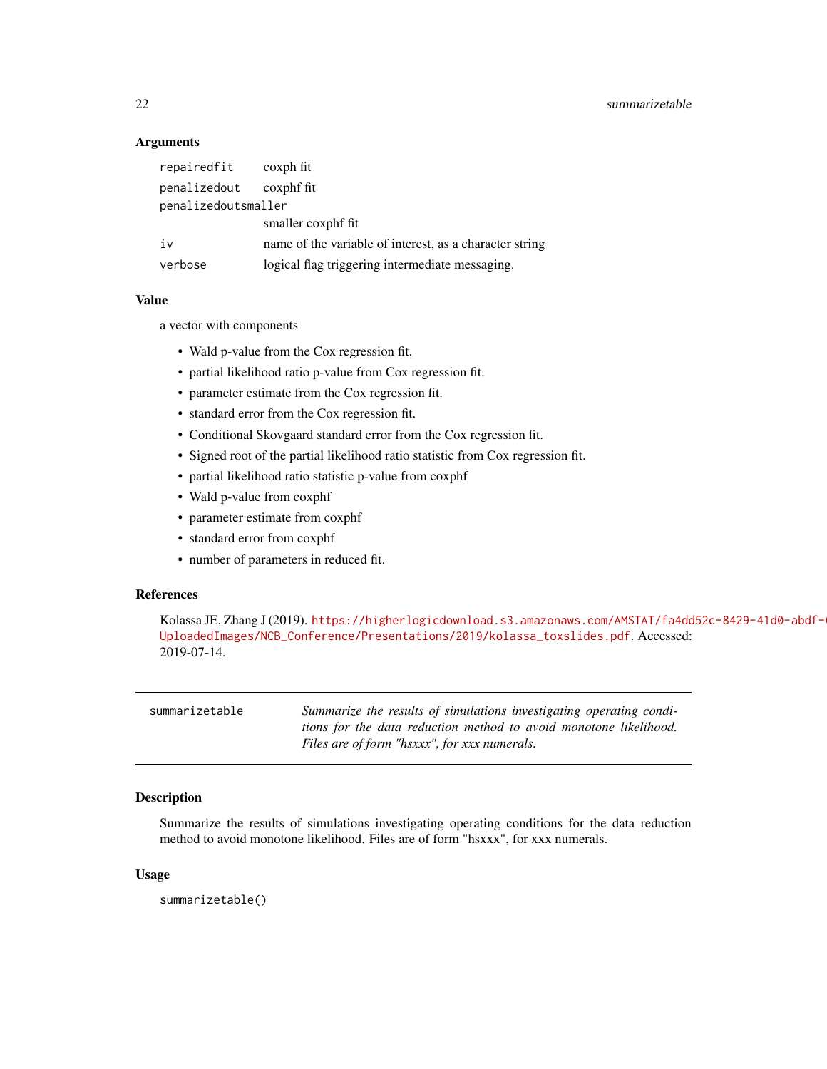### Arguments

| | |
|---|---|
| `repairedfit` | coxph fit |
| `penalizedout` | coxphf fit |
| `penalizedoutsmaller` | smaller coxphf fit |
| `iv` | name of the variable of interest, as a character string |
| `verbose` | logical flag triggering intermediate messaging. |

### Value

a vector with components

- Wald p-value from the Cox regression fit.
- partial likelihood ratio p-value from Cox regression fit.
- parameter estimate from the Cox regression fit.
- standard error from the Cox regression fit.
- Conditional Skovgaard standard error from the Cox regression fit.
- Signed root of the partial likelihood ratio statistic from Cox regression fit.
- partial likelihood ratio statistic p-value from coxphf
- Wald p-value from coxphf
- parameter estimate from coxphf
- standard error from coxphf
- number of parameters in reduced fit.

### References

Kolassa JE, Zhang J (2019). https://higherlogicdownload.s3.amazonaws.com/AMSTAT/fa4dd52c-8429-41d0-abdf-UploadedImages/NCB_Conference/Presentations/2019/kolassa_toxslides.pdf. Accessed: 2019-07-14.

---

## summarizetable

*Summarize the results of simulations investigating operating conditions for the data reduction method to avoid monotone likelihood. Files are of form "hsxxx", for xxx numerals.*

### Description

Summarize the results of simulations investigating operating conditions for the data reduction method to avoid monotone likelihood. Files are of form "hsxxx", for xxx numerals.

### Usage

```
summarizetable()
```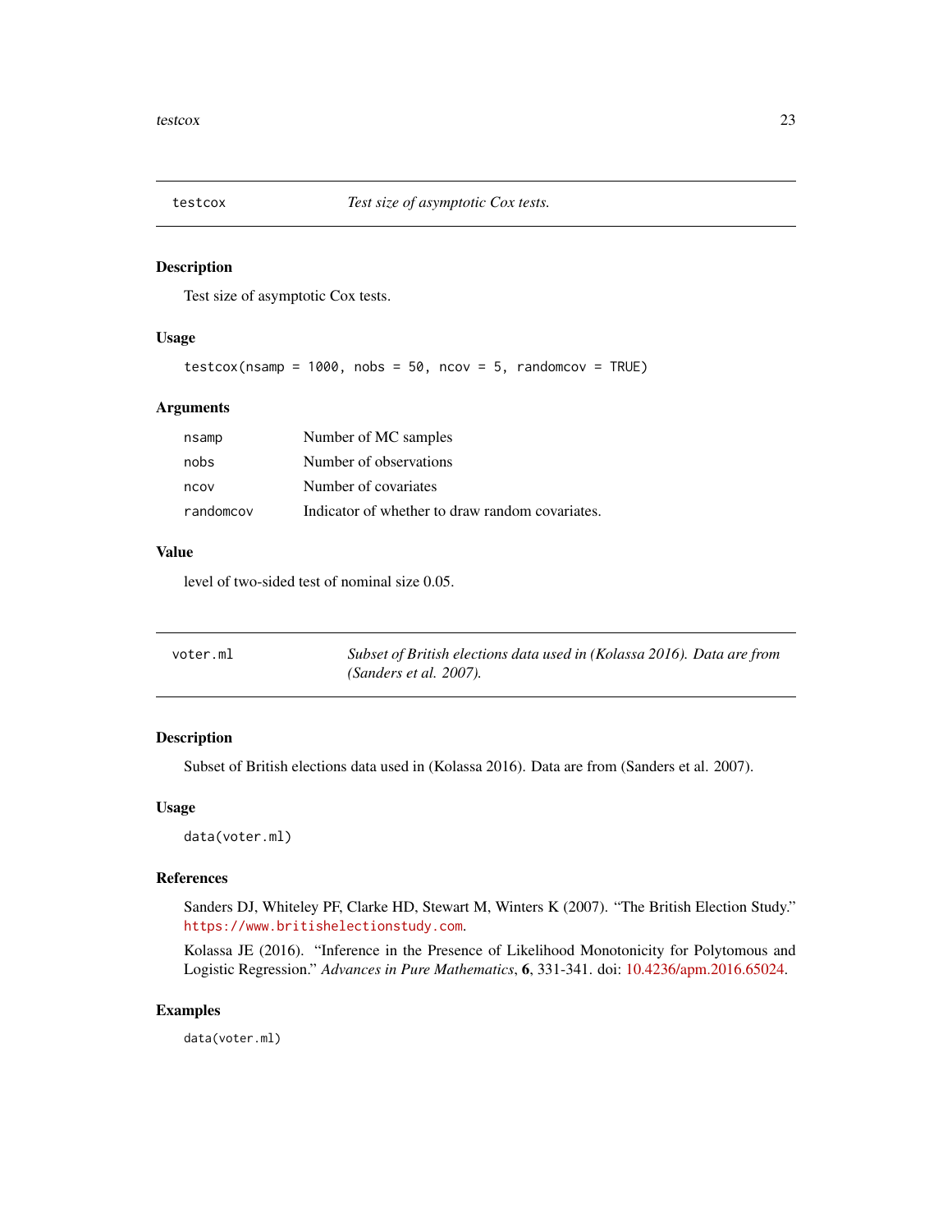## testcox — *Test size of asymptotic Cox tests.*

### Description

Test size of asymptotic Cox tests.

### Usage

```
testcox(nsamp = 1000, nobs = 50, ncov = 5, randomcov = TRUE)
```

### Arguments

| | |
|---|---|
| nsamp | Number of MC samples |
| nobs | Number of observations |
| ncov | Number of covariates |
| randomcov | Indicator of whether to draw random covariates. |

### Value

level of two-sided test of nominal size 0.05.

## voter.ml — *Subset of British elections data used in (Kolassa 2016). Data are from (Sanders et al. 2007).*

### Description

Subset of British elections data used in (Kolassa 2016). Data are from (Sanders et al. 2007).

### Usage

```
data(voter.ml)
```

### References

Sanders DJ, Whiteley PF, Clarke HD, Stewart M, Winters K (2007). "The British Election Study." https://www.britishelectionstudy.com.

Kolassa JE (2016). "Inference in the Presence of Likelihood Monotonicity for Polytomous and Logistic Regression." *Advances in Pure Mathematics*, **6**, 331-341. doi: 10.4236/apm.2016.65024.

### Examples

```
data(voter.ml)
```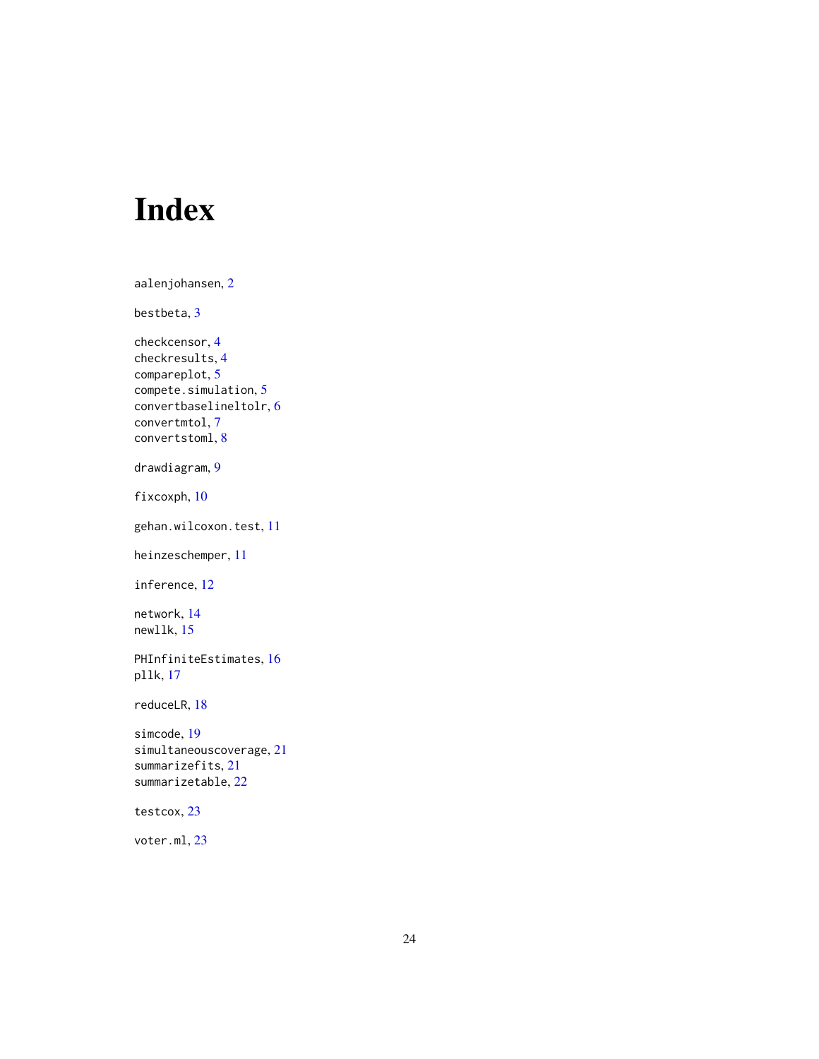# Index

aalenjohansen, 2

bestbeta, 3

checkcensor, 4
checkresults, 4
compareplot, 5
compete.simulation, 5
convertbaselineltolr, 6
convertmtol, 7
convertstoml, 8

drawdiagram, 9

fixcoxph, 10

gehan.wilcoxon.test, 11

heinzeschemper, 11

inference, 12

network, 14
newllk, 15

PHInfiniteEstimates, 16
pllk, 17

reduceLR, 18

simcode, 19
simultaneouscoverage, 21
summarizefits, 21
summarizetable, 22

testcox, 23

voter.ml, 23